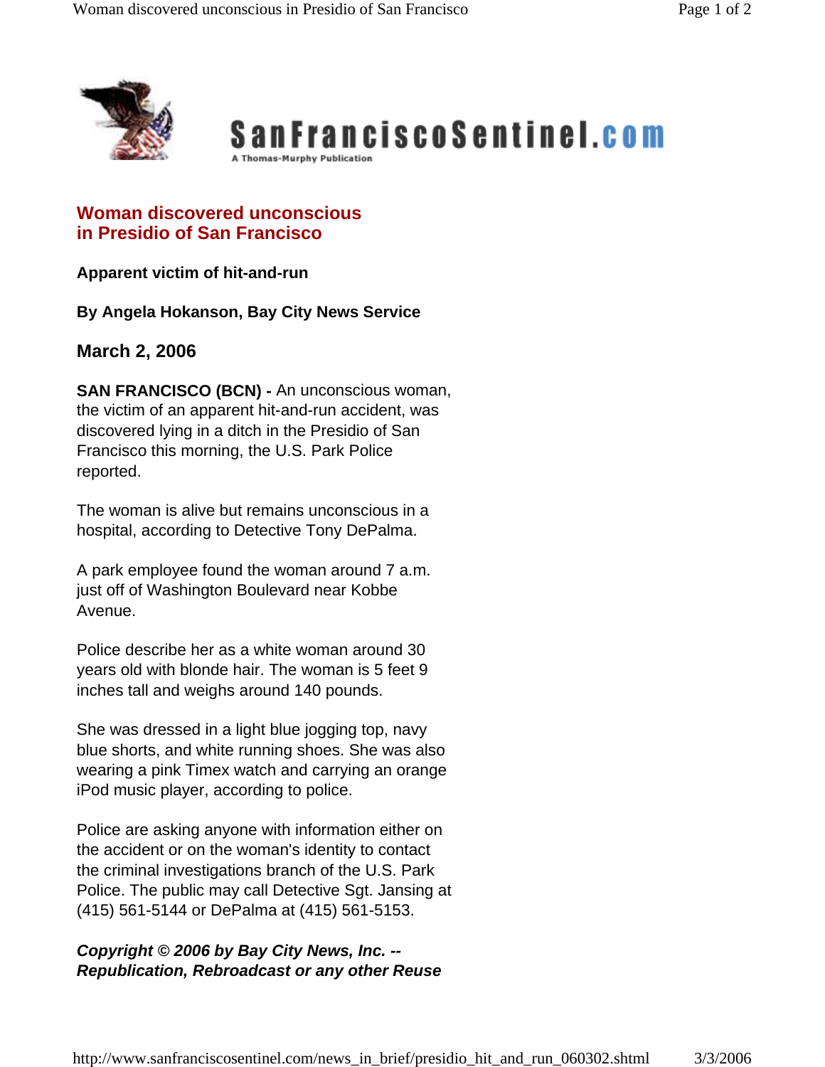**SanFranciscoSentinel.com**
A Thomas-Murphy Publication

# Woman discovered unconscious in Presidio of San Francisco

**Apparent victim of hit-and-run**

**By Angela Hokanson, Bay City News Service**

## March 2, 2006

**SAN FRANCISCO (BCN) -** An unconscious woman, the victim of an apparent hit-and-run accident, was discovered lying in a ditch in the Presidio of San Francisco this morning, the U.S. Park Police reported.

The woman is alive but remains unconscious in a hospital, according to Detective Tony DePalma.

A park employee found the woman around 7 a.m. just off of Washington Boulevard near Kobbe Avenue.

Police describe her as a white woman around 30 years old with blonde hair. The woman is 5 feet 9 inches tall and weighs around 140 pounds.

She was dressed in a light blue jogging top, navy blue shorts, and white running shoes. She was also wearing a pink Timex watch and carrying an orange iPod music player, according to police.

Police are asking anyone with information either on the accident or on the woman's identity to contact the criminal investigations branch of the U.S. Park Police. The public may call Detective Sgt. Jansing at (415) 561-5144 or DePalma at (415) 561-5153.

***Copyright © 2006 by Bay City News, Inc. -- Republication, Rebroadcast or any other Reuse***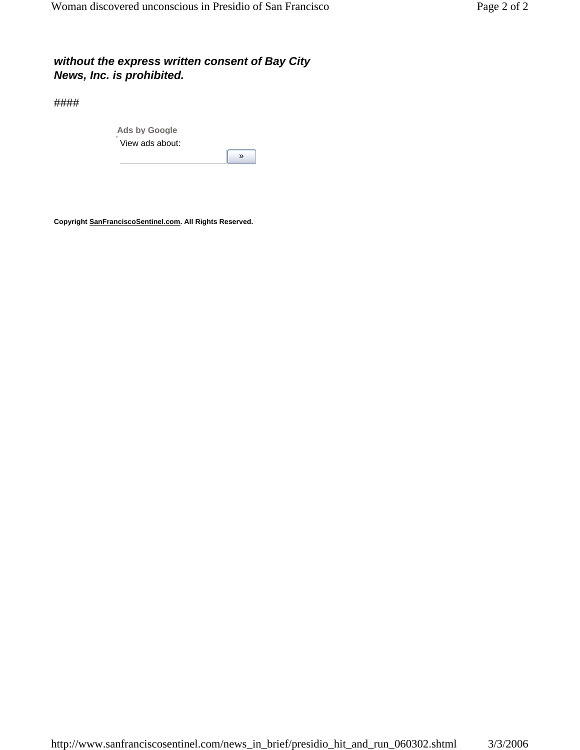***without the express written consent of Bay City News, Inc. is prohibited.***

####

Ads by Google

View ads about:

**Copyright SanFranciscoSentinel.com. All Rights Reserved.**